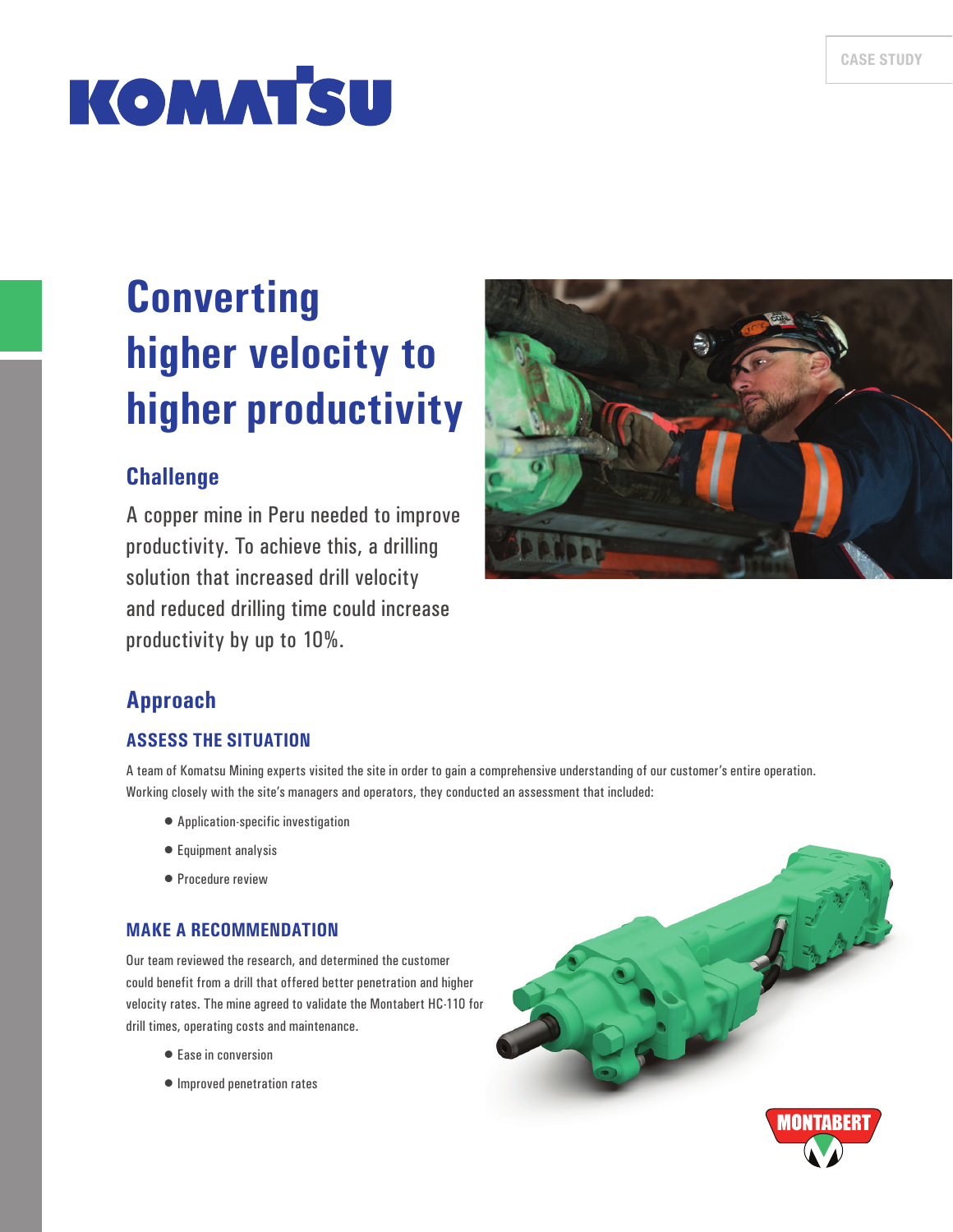CASE STUDY

# Converting higher velocity to higher productivity

## Challenge

A copper mine in Peru needed to improve productivity. To achieve this, a drilling solution that increased drill velocity and reduced drilling time could increase productivity by up to 10%.

## Approach

### ASSESS THE SITUATION

A team of Komatsu Mining experts visited the site in order to gain a comprehensive understanding of our customer's entire operation. Working closely with the site's managers and operators, they conducted an assessment that included:

- Application-specific investigation
- Equipment analysis
- Procedure review

### MAKE A RECOMMENDATION

Our team reviewed the research, and determined the customer could benefit from a drill that offered better penetration and higher velocity rates. The mine agreed to validate the Montabert HC-110 for drill times, operating costs and maintenance.

- Ease in conversion
- Improved penetration rates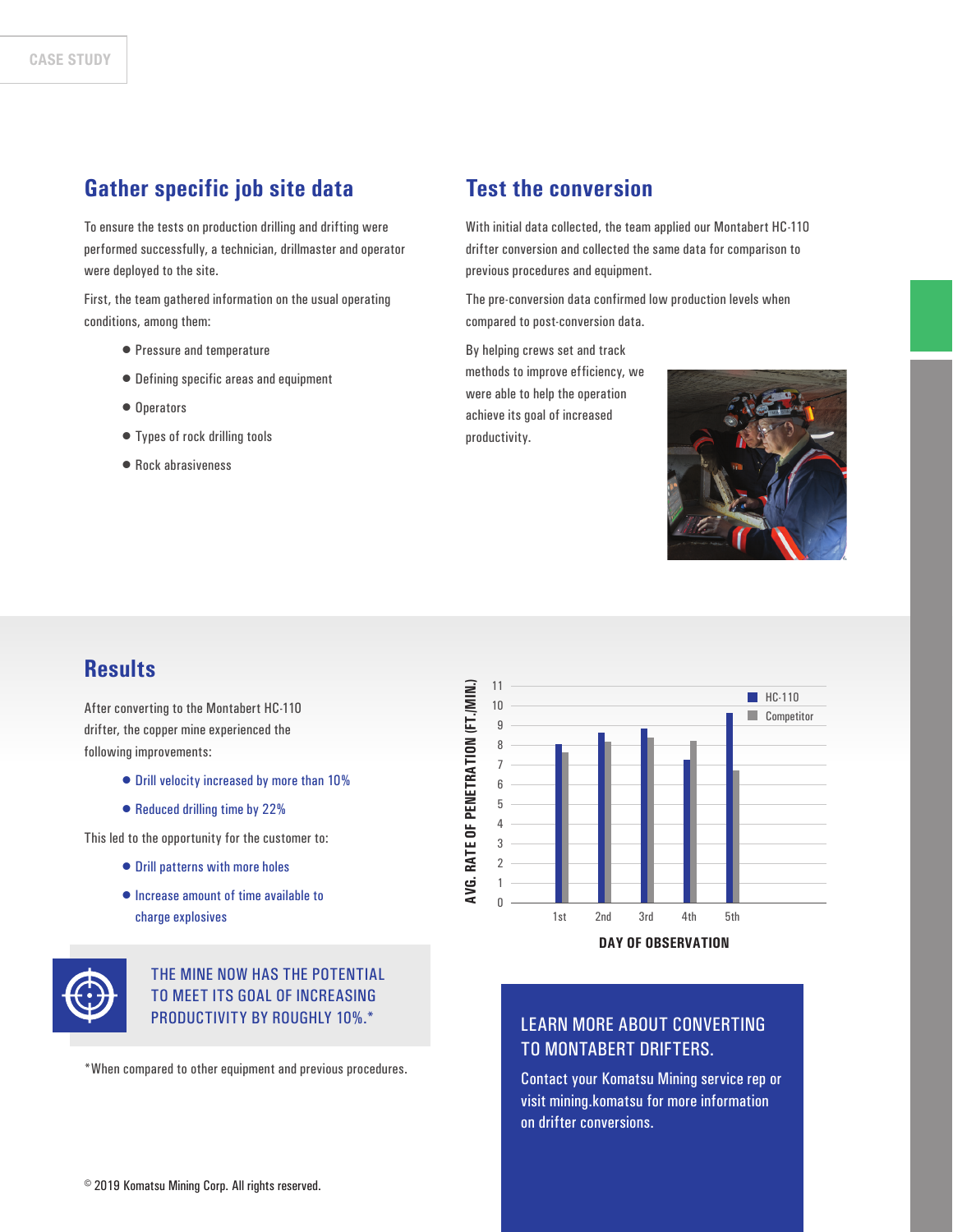CASE STUDY

## Gather specific job site data

To ensure the tests on production drilling and drifting were performed successfully, a technician, drillmaster and operator were deployed to the site.

First, the team gathered information on the usual operating conditions, among them:

- Pressure and temperature
- Defining specific areas and equipment
- Operators
- Types of rock drilling tools
- Rock abrasiveness

## Test the conversion

With initial data collected, the team applied our Montabert HC-110 drifter conversion and collected the same data for comparison to previous procedures and equipment.

The pre-conversion data confirmed low production levels when compared to post-conversion data.

By helping crews set and track methods to improve efficiency, we were able to help the operation achieve its goal of increased productivity.

## Results

After converting to the Montabert HC-110 drifter, the copper mine experienced the following improvements:

- Drill velocity increased by more than 10%
- Reduced drilling time by 22%

This led to the opportunity for the customer to:

- Drill patterns with more holes
- Increase amount of time available to charge explosives

THE MINE NOW HAS THE POTENTIAL TO MEET ITS GOAL OF INCREASING PRODUCTIVITY BY ROUGHLY 10%.*

*When compared to other equipment and previous procedures.

AVG. RATE OF PENETRATION (FT./MIN.)

11
10
9
8
7
6
5
4
3
2
1
0

HC-110
Competitor

1st
2nd
3rd
4th
5th

DAY OF OBSERVATION

LEARN MORE ABOUT CONVERTING TO MONTABERT DRIFTERS.

Contact your Komatsu Mining service rep or visit mining.komatsu for more information on drifter conversions.

© 2019 Komatsu Mining Corp. All rights reserved.